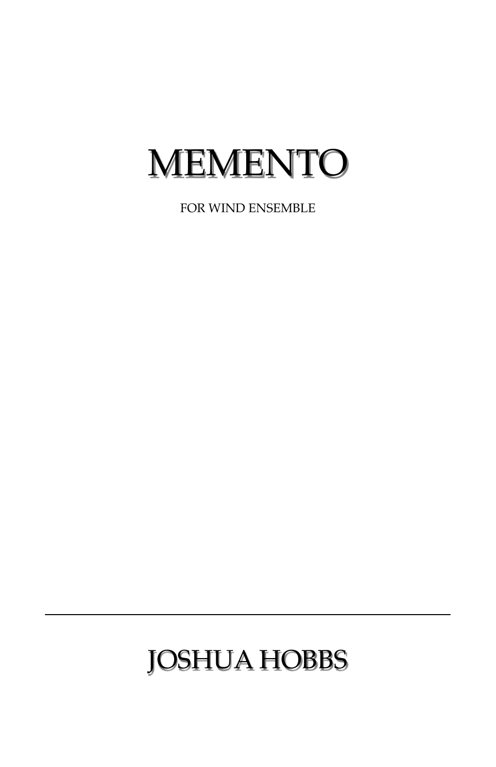# MEMENTO

FOR WIND ENSEMBLE

---

## JOSHUA HOBBS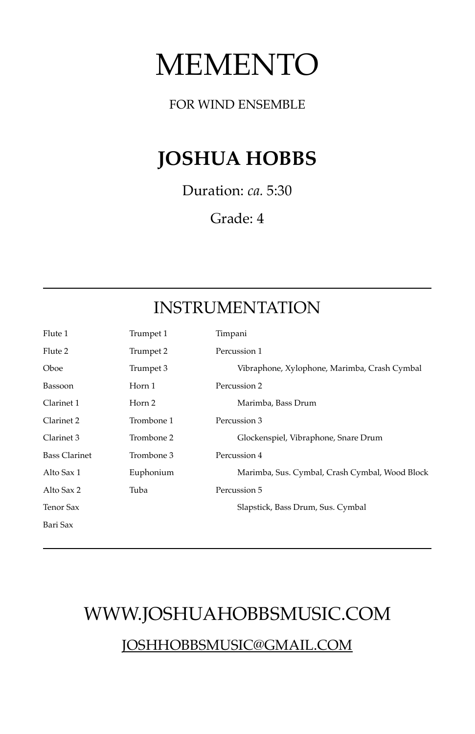# MEMENTO

FOR WIND ENSEMBLE

## JOSHUA HOBBS

Duration: *ca.* 5:30

Grade: 4

---

## INSTRUMENTATION

Flute 1
Flute 2
Oboe
Bassoon
Clarinet 1
Clarinet 2
Clarinet 3
Bass Clarinet
Alto Sax 1
Alto Sax 2
Tenor Sax
Bari Sax

Trumpet 1
Trumpet 2
Trumpet 3
Horn 1
Horn 2
Trombone 1
Trombone 2
Trombone 3
Euphonium
Tuba

Timpani
Percussion 1
- Vibraphone, Xylophone, Marimba, Crash Cymbal

Percussion 2
- Marimba, Bass Drum

Percussion 3
- Glockenspiel, Vibraphone, Snare Drum

Percussion 4
- Marimba, Sus. Cymbal, Crash Cymbal, Wood Block

Percussion 5
- Slapstick, Bass Drum, Sus. Cymbal

---

WWW.JOSHUAHOBBSMUSIC.COM

JOSHHOBBSMUSIC@GMAIL.COM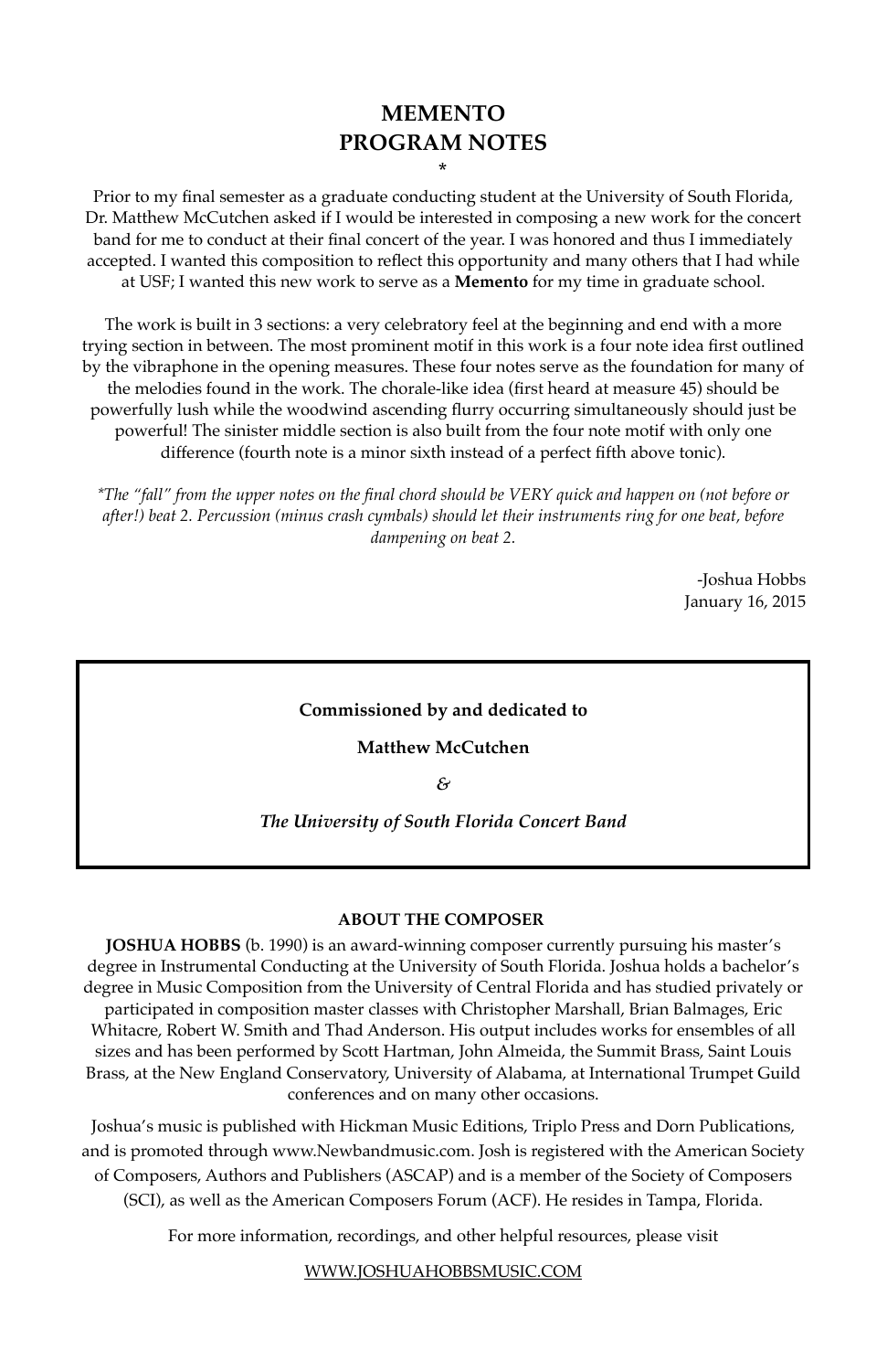# MEMENTO
# PROGRAM NOTES
*

Prior to my final semester as a graduate conducting student at the University of South Florida, Dr. Matthew McCutchen asked if I would be interested in composing a new work for the concert band for me to conduct at their final concert of the year. I was honored and thus I immediately accepted. I wanted this composition to reflect this opportunity and many others that I had while at USF; I wanted this new work to serve as a **Memento** for my time in graduate school.

The work is built in 3 sections: a very celebratory feel at the beginning and end with a more trying section in between. The most prominent motif in this work is a four note idea first outlined by the vibraphone in the opening measures. These four notes serve as the foundation for many of the melodies found in the work. The chorale-like idea (first heard at measure 45) should be powerfully lush while the woodwind ascending flurry occurring simultaneously should just be powerful! The sinister middle section is also built from the four note motif with only one difference (fourth note is a minor sixth instead of a perfect fifth above tonic).

*\*The "fall" from the upper notes on the final chord should be VERY quick and happen on (not before or after!) beat 2. Percussion (minus crash cymbals) should let their instruments ring for one beat, before dampening on beat 2.*

-Joshua Hobbs
January 16, 2015

**Commissioned by and dedicated to**

**Matthew McCutchen**

*&*

***The University of South Florida Concert Band***

### ABOUT THE COMPOSER

**JOSHUA HOBBS** (b. 1990) is an award-winning composer currently pursuing his master's degree in Instrumental Conducting at the University of South Florida. Joshua holds a bachelor's degree in Music Composition from the University of Central Florida and has studied privately or participated in composition master classes with Christopher Marshall, Brian Balmages, Eric Whitacre, Robert W. Smith and Thad Anderson. His output includes works for ensembles of all sizes and has been performed by Scott Hartman, John Almeida, the Summit Brass, Saint Louis Brass, at the New England Conservatory, University of Alabama, at International Trumpet Guild conferences and on many other occasions.

Joshua's music is published with Hickman Music Editions, Triplo Press and Dorn Publications, and is promoted through www.Newbandmusic.com. Josh is registered with the American Society of Composers, Authors and Publishers (ASCAP) and is a member of the Society of Composers (SCI), as well as the American Composers Forum (ACF). He resides in Tampa, Florida.

For more information, recordings, and other helpful resources, please visit

WWW.JOSHUAHOBBSMUSIC.COM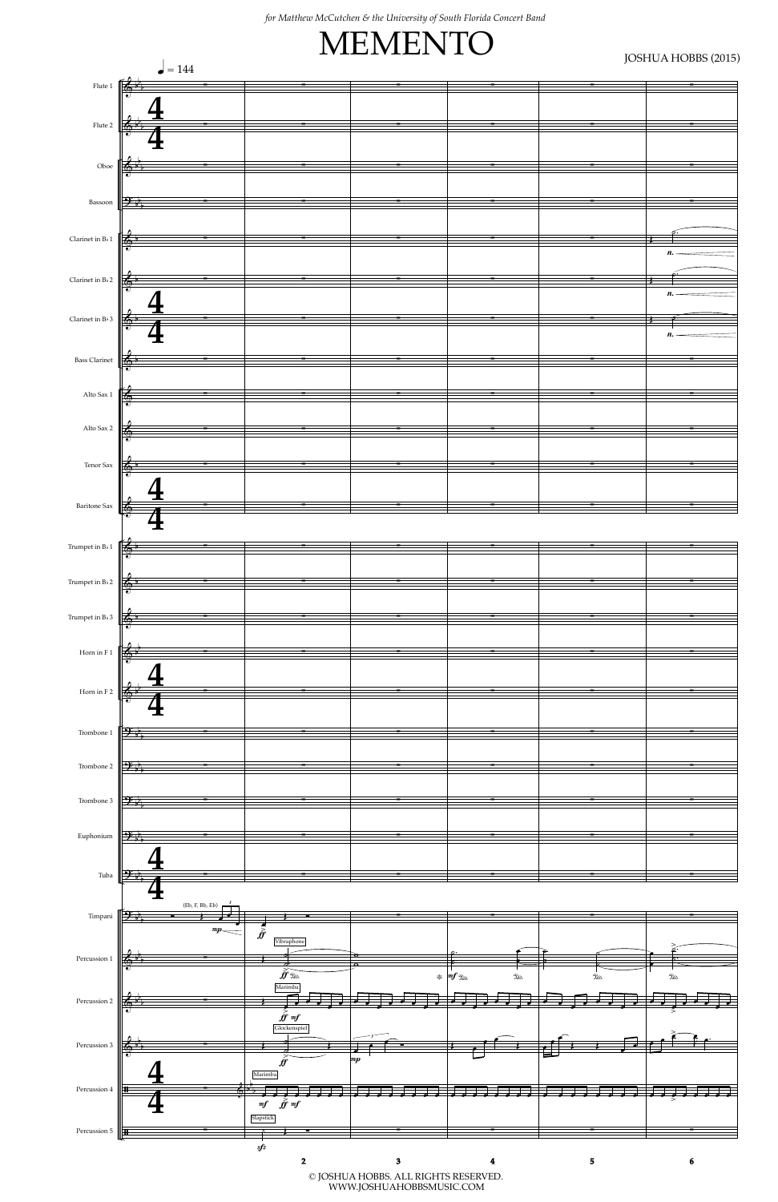for Matthew McCutchen & the University of South Florida Concert Band

# MEMENTO

JOSHUA HOBBS (2015)

♩ = 144

Flute 1
Flute 2
Oboe
Bassoon
Clarinet in B♭ 1
Clarinet in B♭ 2
Clarinet in B♭ 3
Bass Clarinet
Alto Sax 1
Alto Sax 2
Tenor Sax
Baritone Sax
Trumpet in B♭ 1
Trumpet in B♭ 2
Trumpet in B♭ 3
Horn in F 1
Horn in F 2
Trombone 1
Trombone 2
Trombone 3
Euphonium
Tuba
Timpani (Eb, F, Bb, Eb)
Percussion 1 — Vibraphone
Percussion 2 — Marimba
Percussion 3 — Glockenspiel
Percussion 4 — Marimba
Percussion 5 — Slapstick

2 3 4 5 6

© JOSHUA HOBBS. ALL RIGHTS RESERVED.
WWW.JOSHUAHOBBSMUSIC.COM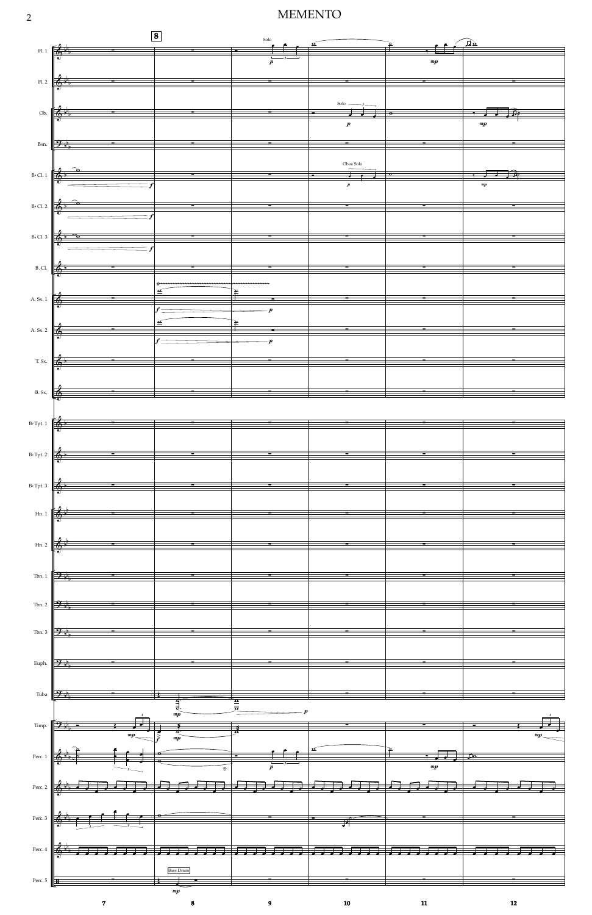Fl. 1

Fl. 2

Ob.

Bsn.

B♭ Cl. 1

B♭ Cl. 2

B♭ Cl. 3

B. Cl.

A. Sx. 1

A. Sx. 2

T. Sx.

B. Sx.

B♭ Tpt. 1

B♭ Tpt. 2

B♭ Tpt. 3

Hn. 1

Hn. 2

Tbn. 1

Tbn. 2

Tbn. 3

Euph.

Tuba

Timp.

Perc. 1

Perc. 2

Perc. 3

Perc. 4

Perc. 5

Solo

Solo

Oboe Solo

Bass Drum

*p* *mp* *f*

8

7 8 9 10 11 12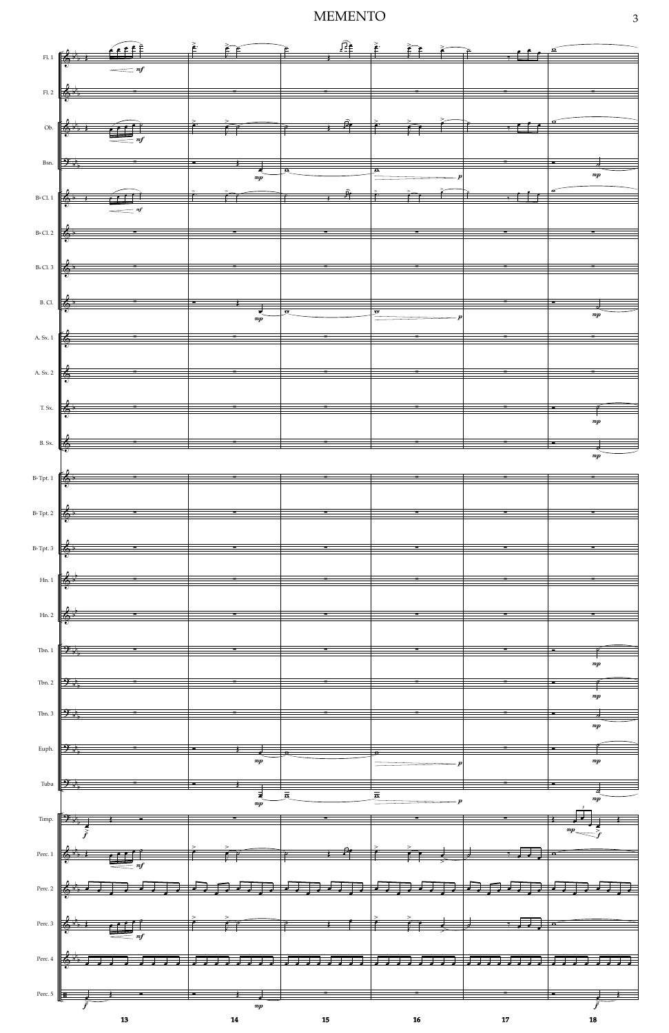# MEMENTO

Fl. 1

Fl. 2

Ob.

Bsn.

B♭ Cl. 1

B♭ Cl. 2

B♭ Cl. 3

B. Cl.

A. Sx. 1

A. Sx. 2

T. Sx.

B. Sx.

B♭ Tpt. 1

B♭ Tpt. 2

B♭ Tpt. 3

Hn. 1

Hn. 2

Tbn. 1

Tbn. 2

Tbn. 3

Euph.

Tuba

Timp.

Perc. 1

Perc. 2

Perc. 3

Perc. 4

Perc. 5

13 14 15 16 17 18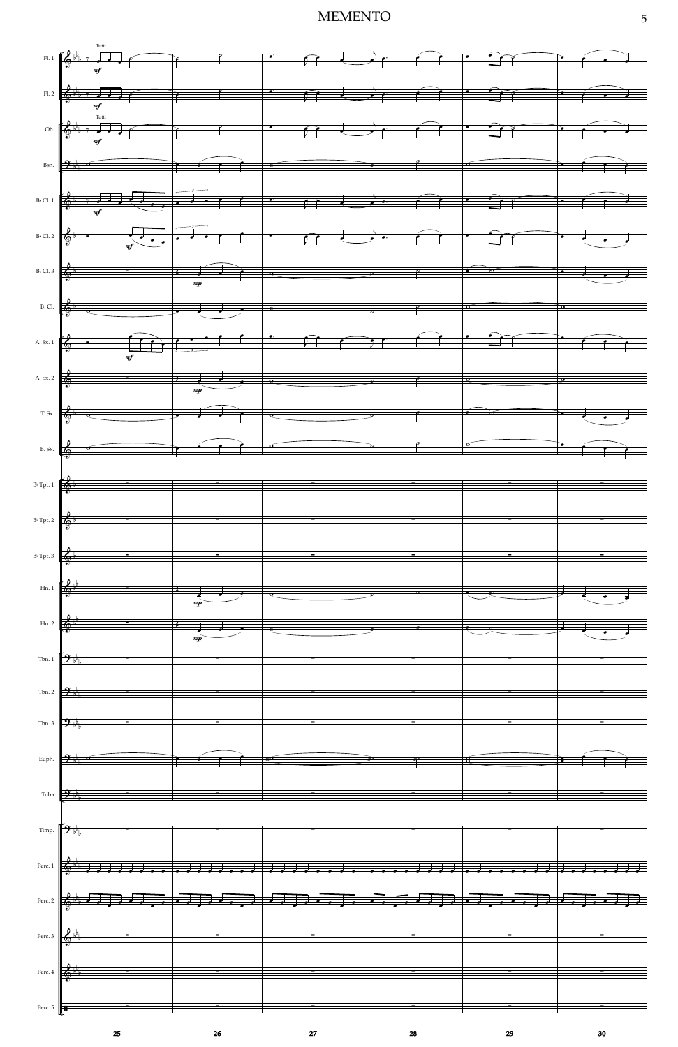# MEMENTO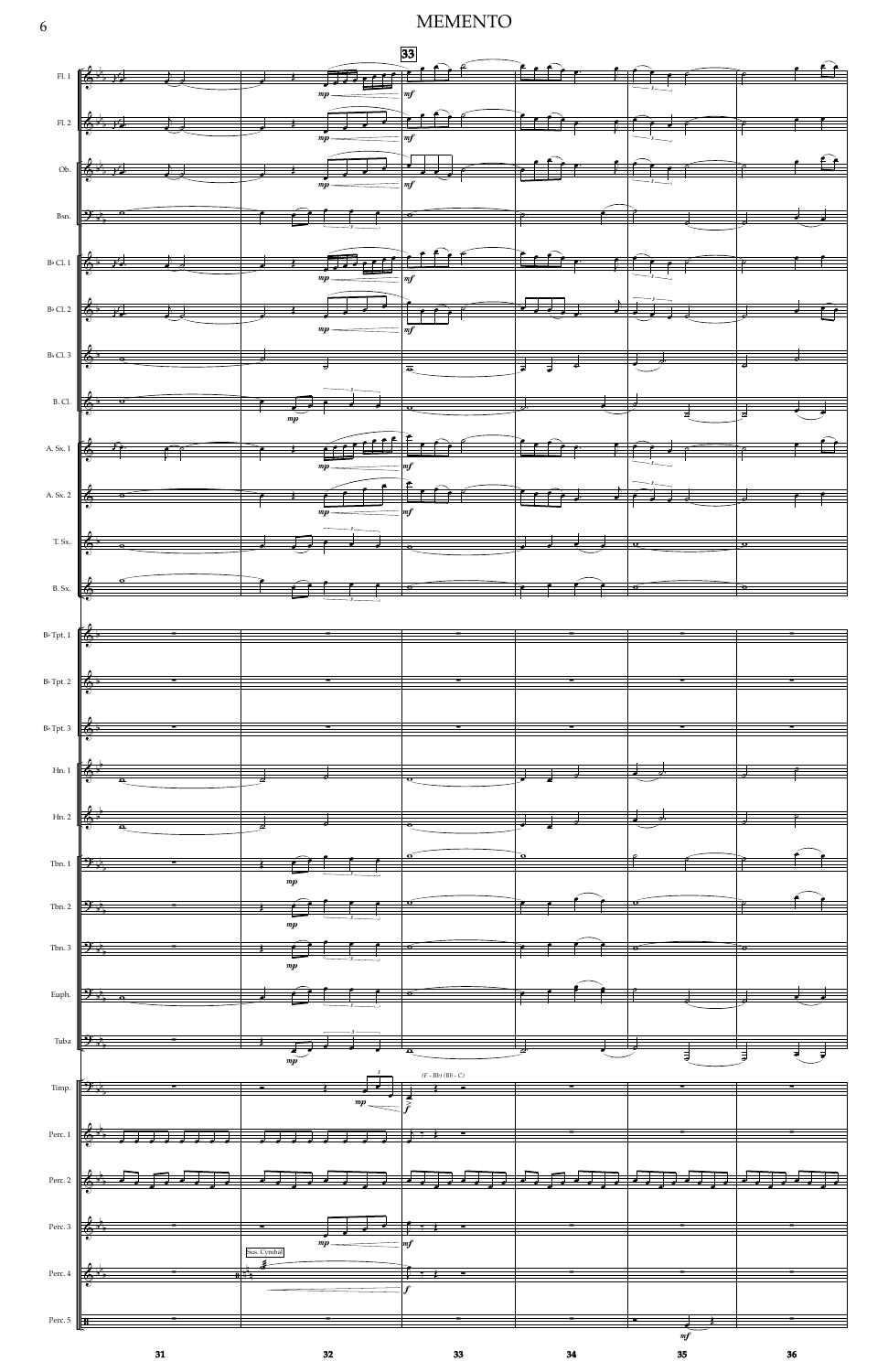33

Fl. 1

Fl. 2

Ob.

Bsn.

B♭ Cl. 1

B♭ Cl. 2

B♭ Cl. 3

B. Cl.

A. Sx. 1

A. Sx. 2

T. Sx.

B. Sx.

B♭ Tpt. 1

B♭ Tpt. 2

B♭ Tpt. 3

Hn. 1

Hn. 2

Tbn. 1

Tbn. 2

Tbn. 3

Euph.

Tuba

Timp.

(F - Bb) (Bb - C)

Perc. 1

Perc. 2

Perc. 3

Perc. 4

Sus. Cymbal

Perc. 5

31 32 33 34 35 36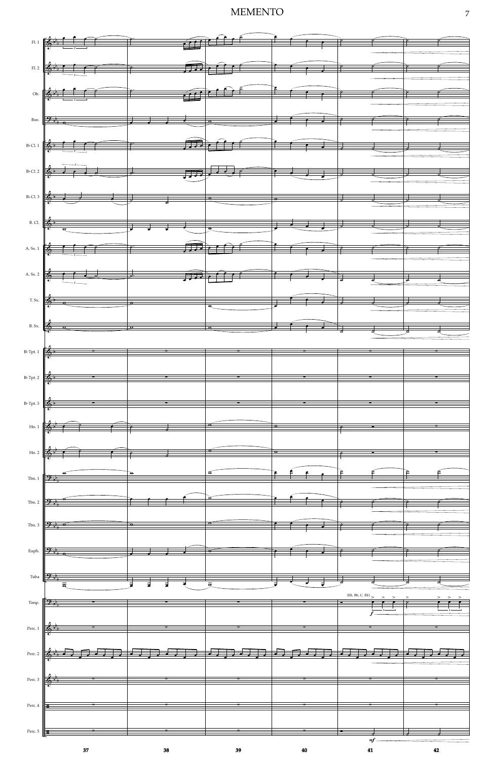# MEMENTO

Fl. 1

Fl. 2

Ob.

Bsn.

B♭ Cl. 1

B♭ Cl. 2

B♭ Cl. 3

B. Cl.

A. Sx. 1

A. Sx. 2

T. Sx.

B. Sx.

B♭ Tpt. 1

B♭ Tpt. 2

B♭ Tpt. 3

Hn. 1

Hn. 2

Tbn. 1

Tbn. 2

Tbn. 3

Euph.

Tuba

Timp. (Eb, Bb, C, Eb) *f*

Perc. 1

Perc. 2

Perc. 3

Perc. 4

Perc. 5 *mf*

37 38 39 40 41 42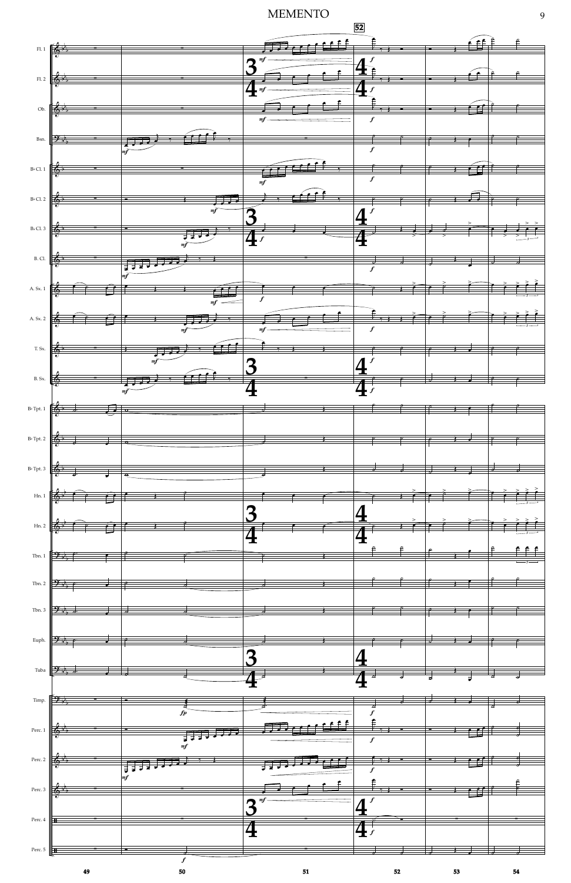# MEMENTO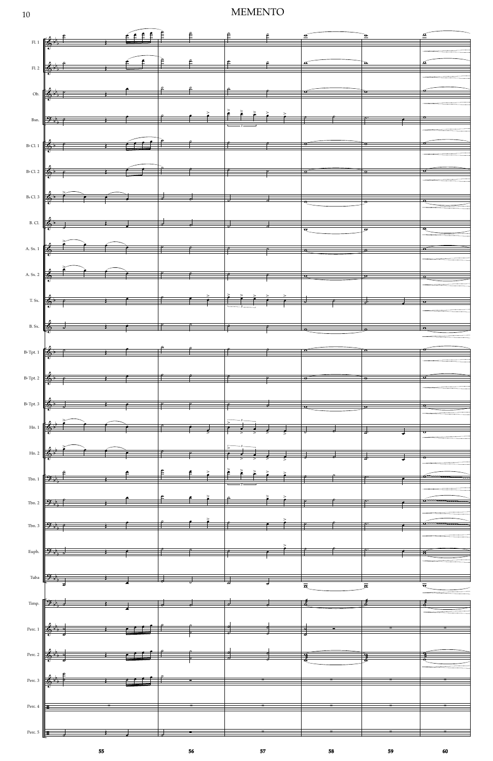# MEMENTO

Fl. 1

Fl. 2

Ob.

Bsn.

B♭ Cl. 1

B♭ Cl. 2

B♭ Cl. 3

B. Cl.

A. Sx. 1

A. Sx. 2

T. Sx.

B. Sx.

B♭ Tpt. 1

B♭ Tpt. 2

B♭ Tpt. 3

Hn. 1

Hn. 2

Tbn. 1

Tbn. 2

Tbn. 3

Euph.

Tuba

Timp.

Perc. 1

Perc. 2

Perc. 3

Perc. 4

Perc. 5

55 56 57 58 59 60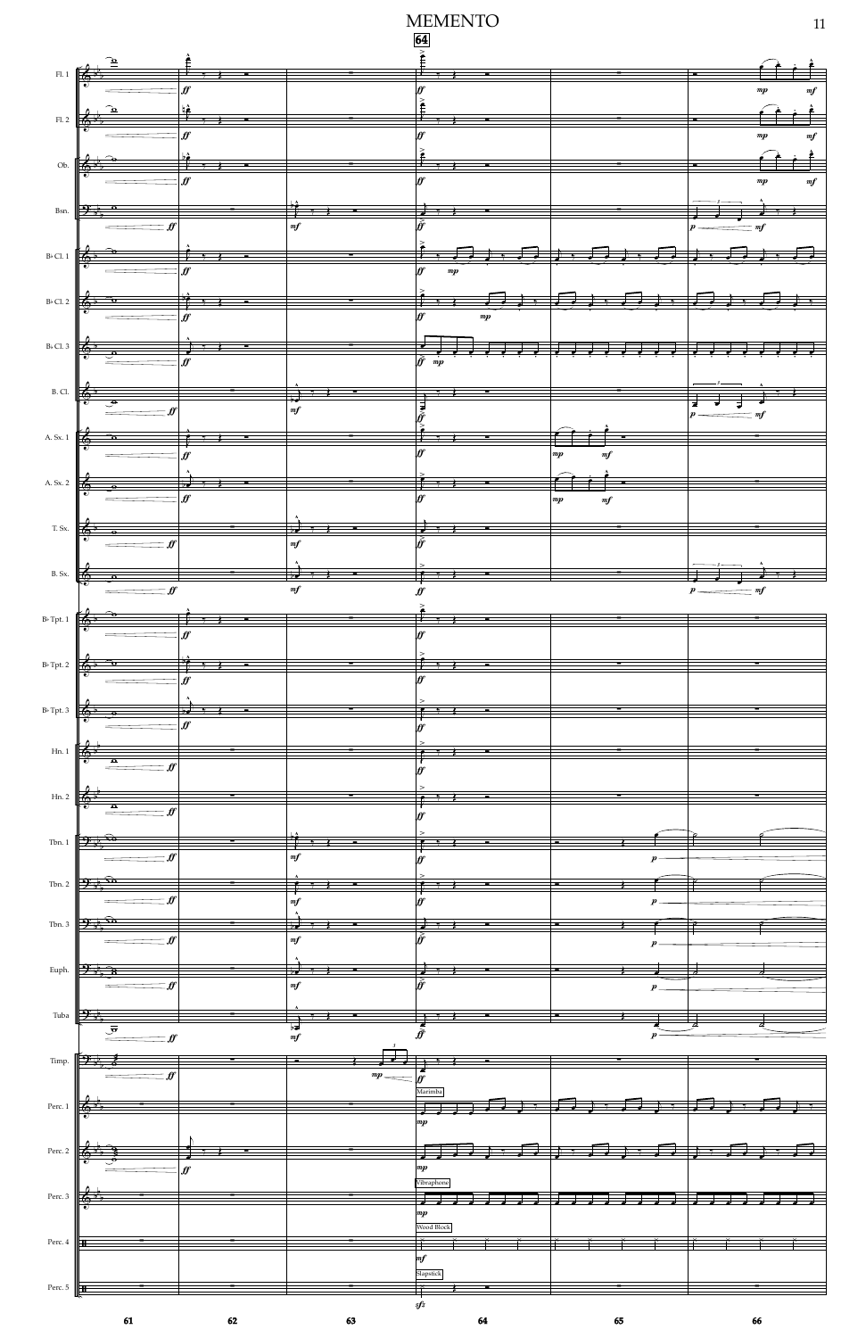# MEMENTO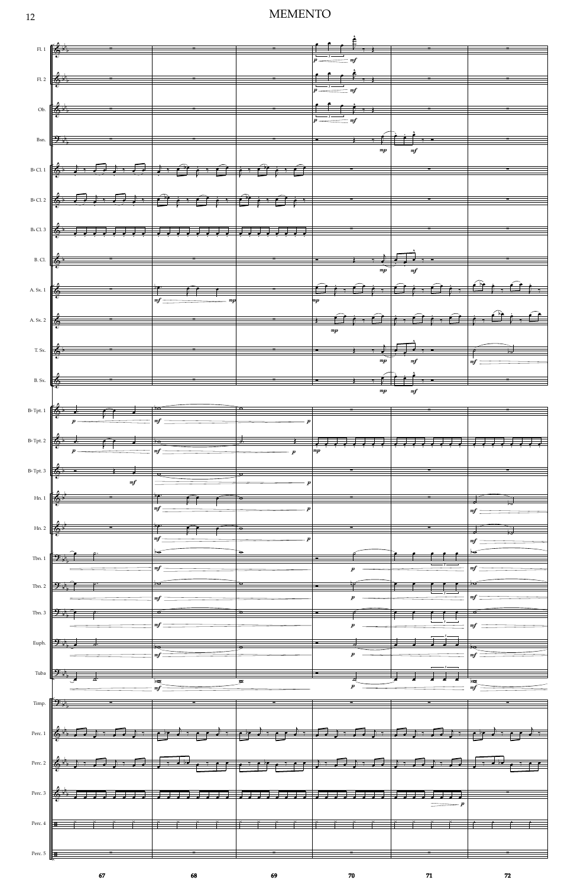# MEMENTO

Fl. 1

Fl. 2

Ob.

Bsn.

B♭ Cl. 1

B♭ Cl. 2

B♭ Cl. 3

B. Cl.

A. Sx. 1

A. Sx. 2

T. Sx.

B. Sx.

B♭ Tpt. 1

B♭ Tpt. 2

B♭ Tpt. 3

Hn. 1

Hn. 2

Tbn. 1

Tbn. 2

Tbn. 3

Euph.

Tuba

Timp.

Perc. 1

Perc. 2

Perc. 3

Perc. 4

Perc. 5

67 68 69 70 71 72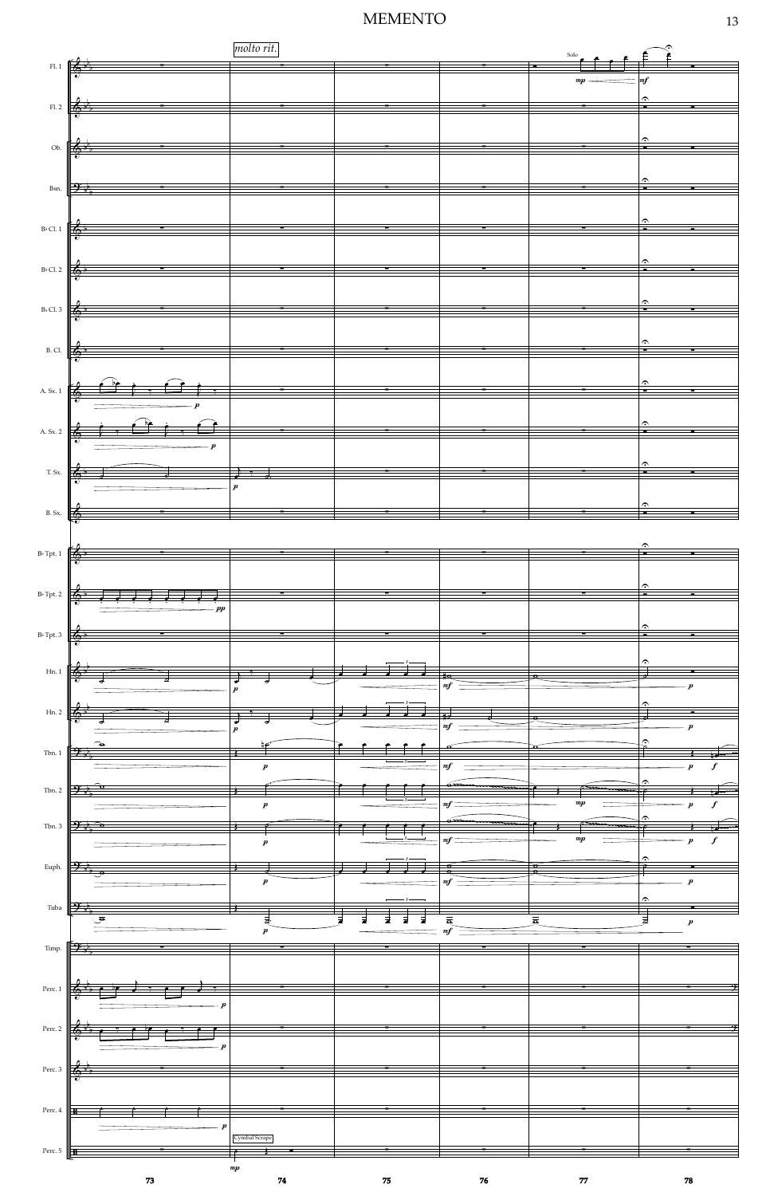# MEMENTO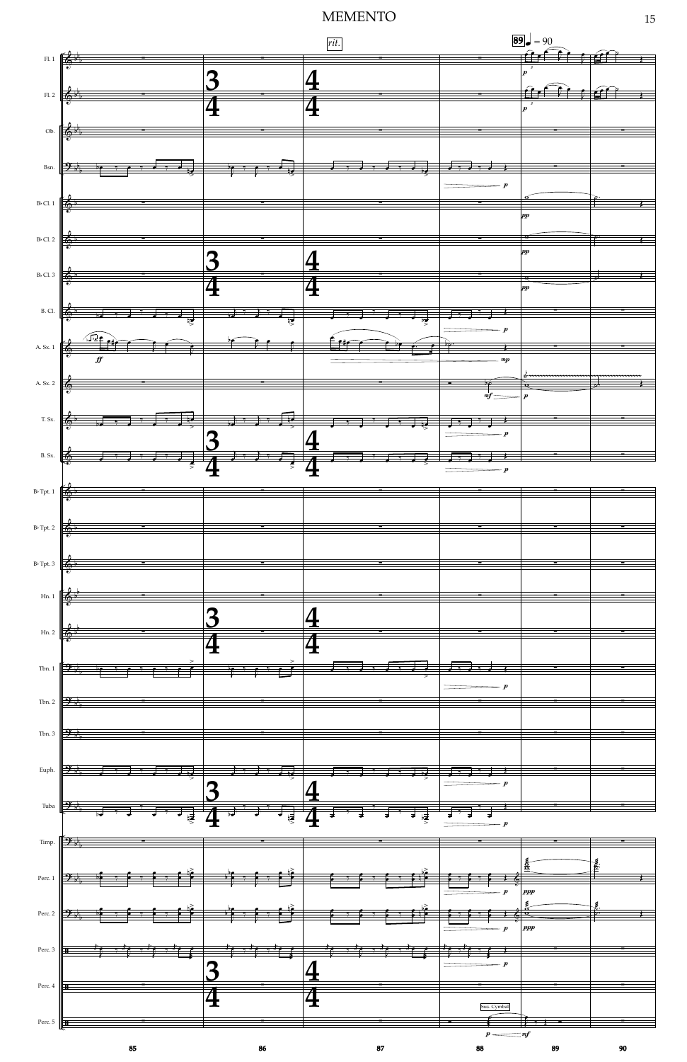# MEMENTO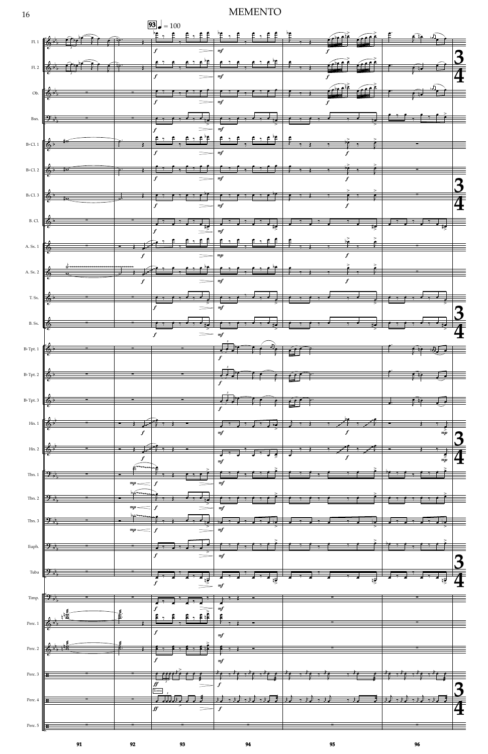# MEMENTO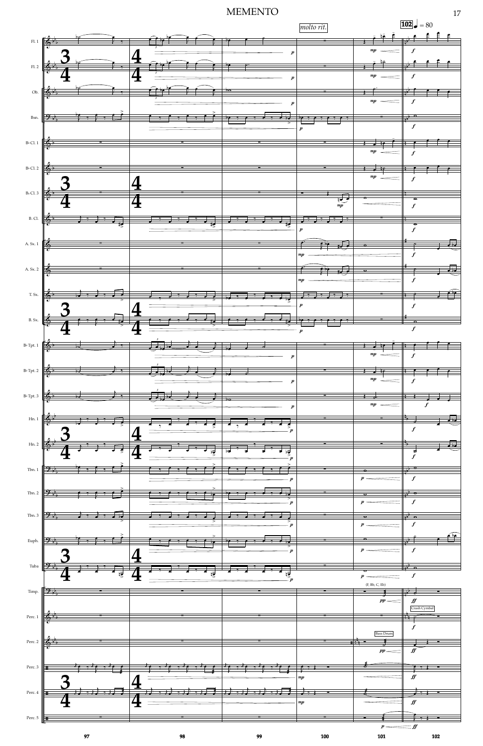# MEMENTO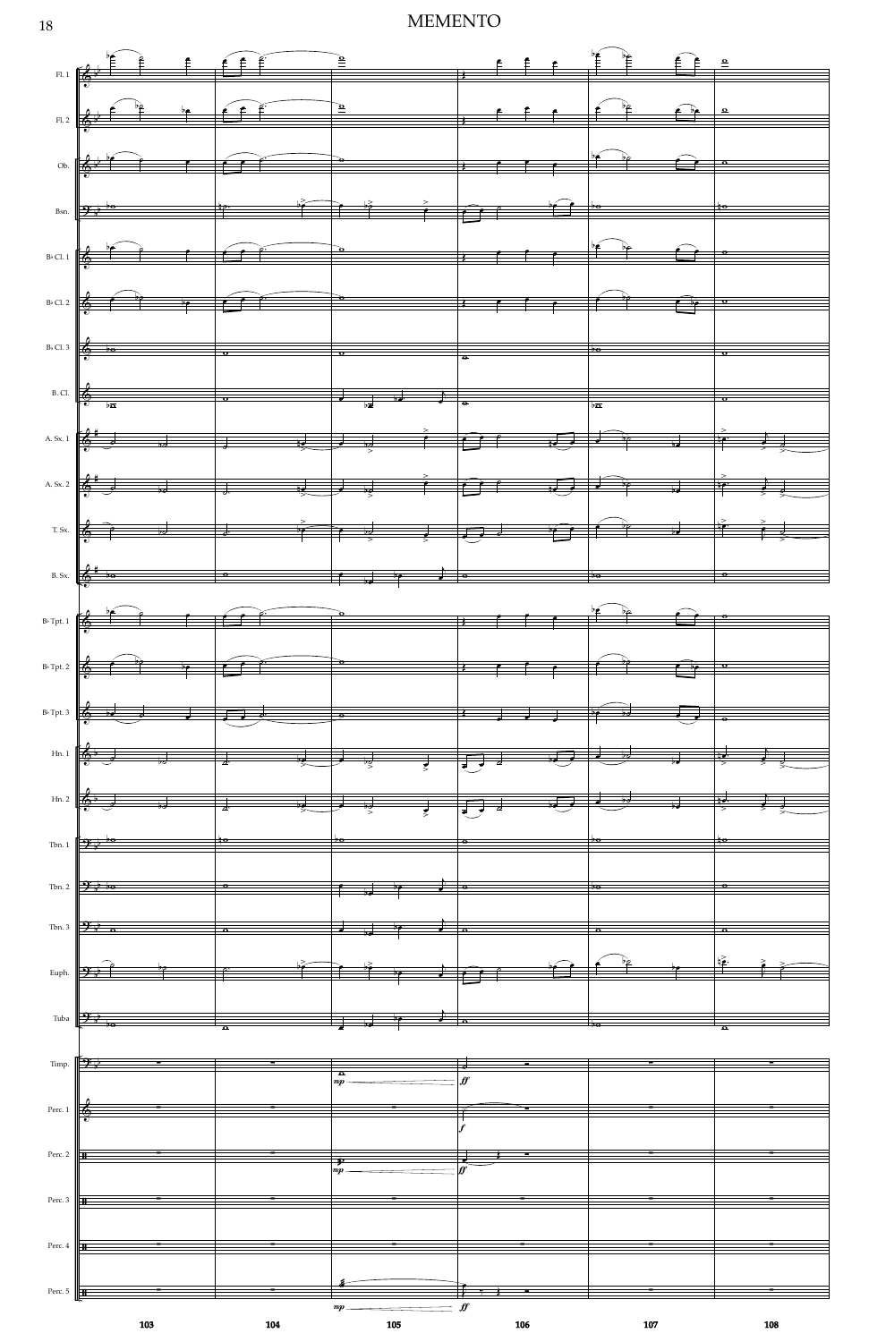# MEMENTO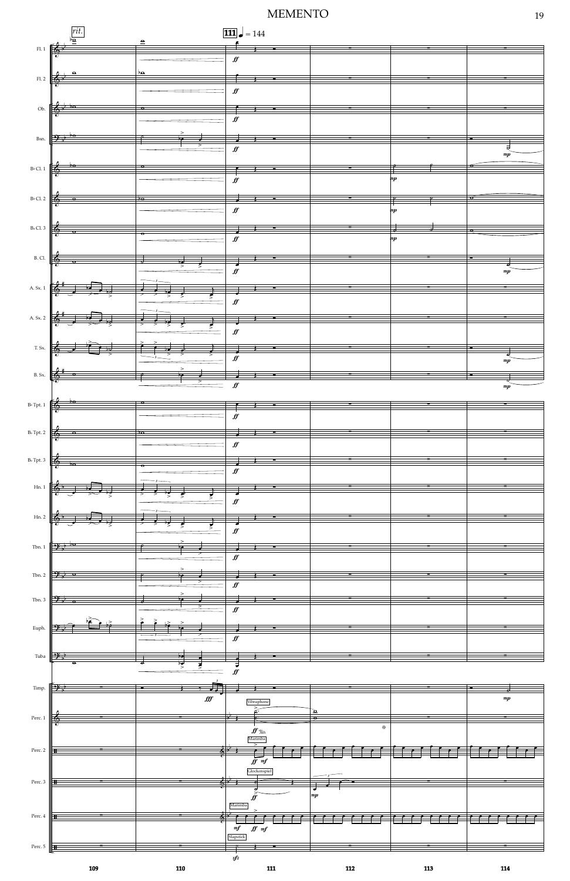rit.

**111** ♩ = 144

Fl. 1

Fl. 2

Ob.

Bsn.

B♭ Cl. 1

B♭ Cl. 2

B♭ Cl. 3

B. Cl.

A. Sx. 1

A. Sx. 2

T. Sx.

B. Sx.

B♭ Tpt. 1

B♭ Tpt. 2

B♭ Tpt. 3

Hn. 1

Hn. 2

Tbn. 1

Tbn. 2

Tbn. 3

Euph.

Tuba

Timp.

Perc. 1 — Vibraphone

Perc. 2 — Marimba

Perc. 3 — Glockenspiel

Perc. 4 — Marimba

Perc. 5 — Slapstick

109 110 111 112 113 114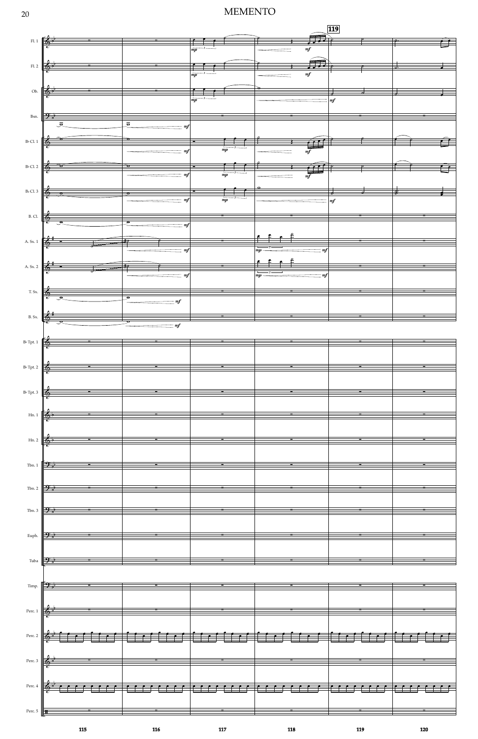# MEMENTO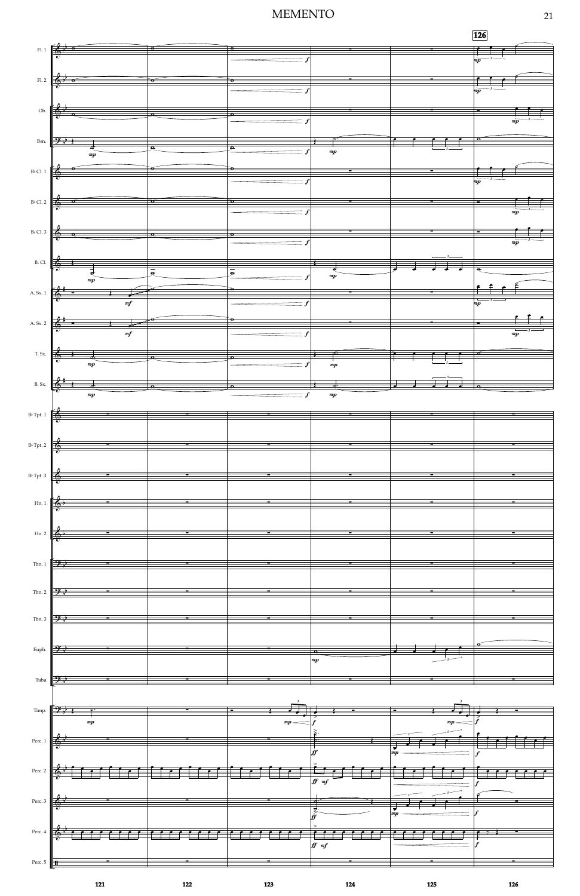# MEMENTO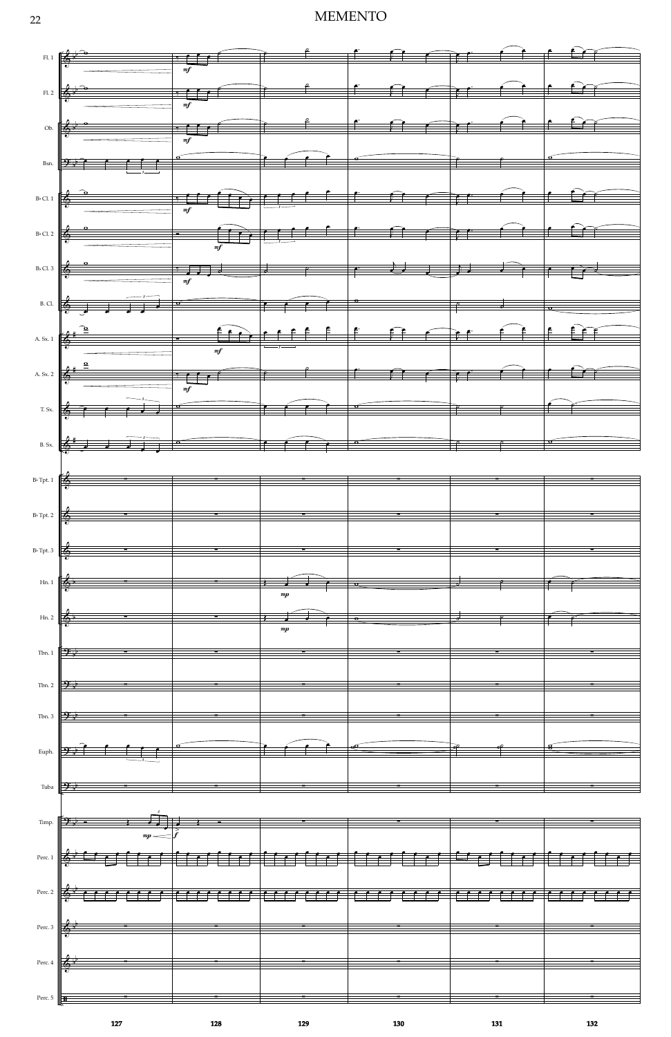# MEMENTO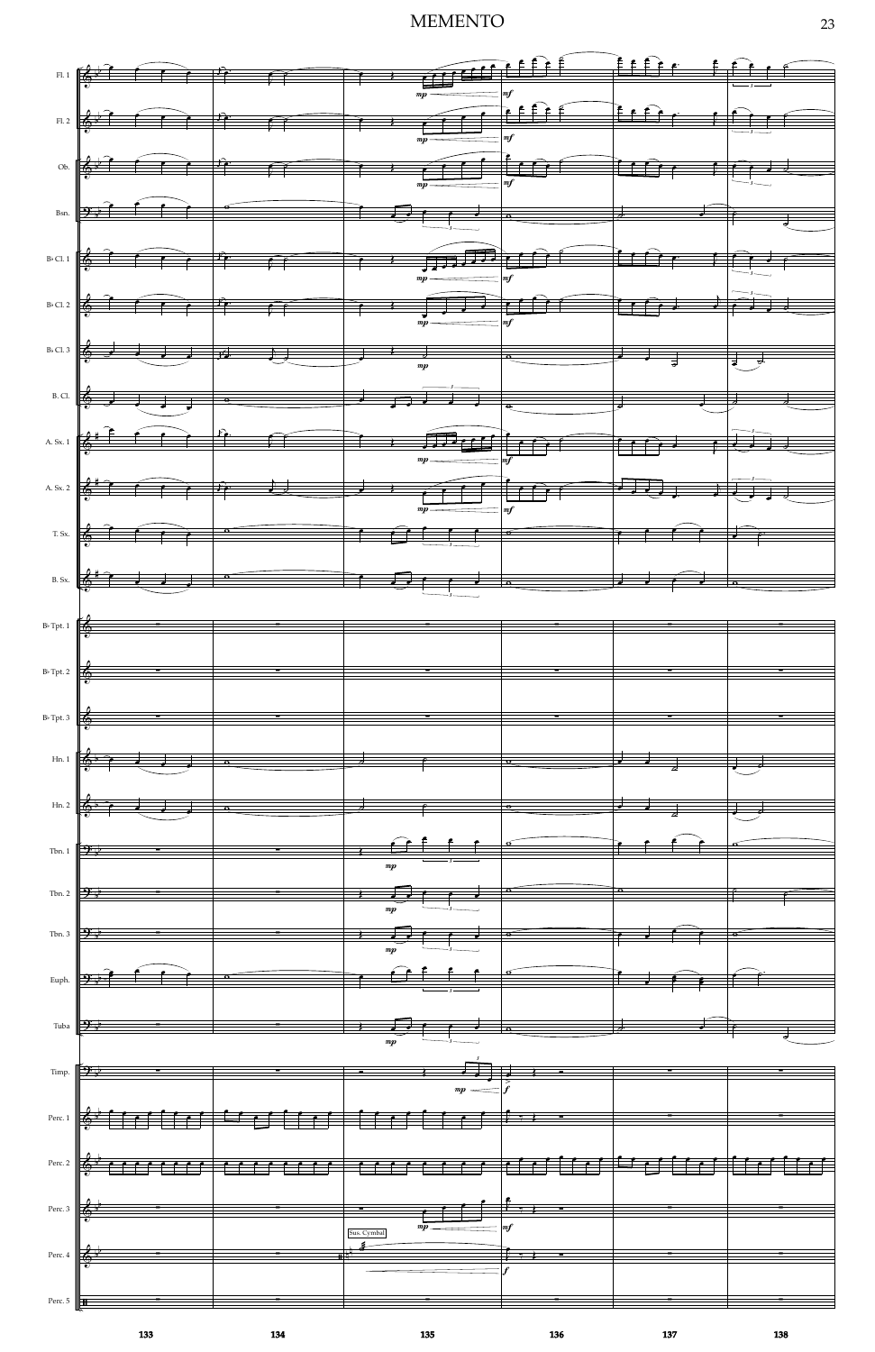# MEMENTO

Fl. 1

Fl. 2

Ob.

Bsn.

B♭ Cl. 1

B♭ Cl. 2

B♭ Cl. 3

B. Cl.

A. Sx. 1

A. Sx. 2

T. Sx.

B. Sx.

B♭ Tpt. 1

B♭ Tpt. 2

B♭ Tpt. 3

Hn. 1

Hn. 2

Tbn. 1

Tbn. 2

Tbn. 3

Euph.

Tuba

Timp.

Perc. 1

Perc. 2

Perc. 3

Perc. 4

Sus. Cymbal

Perc. 5

133 134 135 136 137 138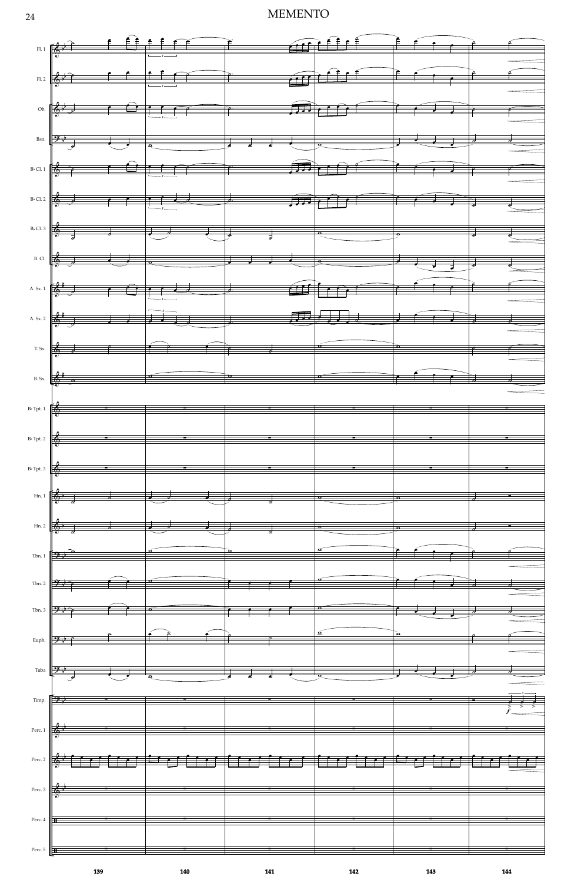# MEMENTO

Fl. 1

Fl. 2

Ob.

Bsn.

B♭ Cl. 1

B♭ Cl. 2

B♭ Cl. 3

B. Cl.

A. Sx. 1

A. Sx. 2

T. Sx.

B. Sx.

B♭ Tpt. 1

B♭ Tpt. 2

B♭ Tpt. 3

Hn. 1

Hn. 2

Tbn. 1

Tbn. 2

Tbn. 3

Euph.

Tuba

Timp.

Perc. 1

Perc. 2

Perc. 3

Perc. 4

Perc. 5

139 140 141 142 143 144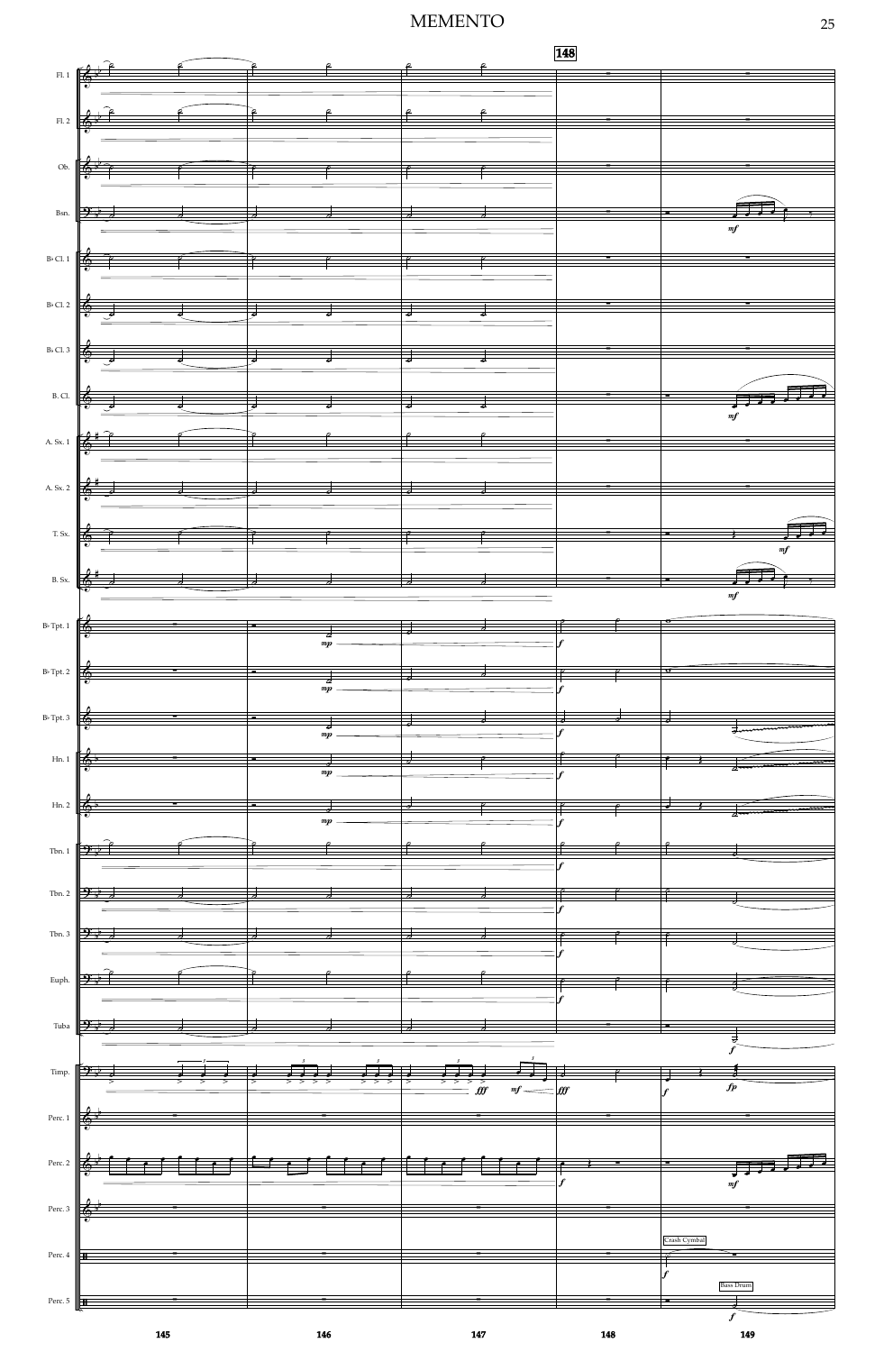# MEMENTO

148

Fl. 1

Fl. 2

Ob.

Bsn.

B♭ Cl. 1

B♭ Cl. 2

B♭ Cl. 3

B. Cl.

A. Sx. 1

A. Sx. 2

T. Sx.

B. Sx.

B♭ Tpt. 1

B♭ Tpt. 2

B♭ Tpt. 3

Hn. 1

Hn. 2

Tbn. 1

Tbn. 2

Tbn. 3

Euph.

Tuba

Timp.

Perc. 1

Perc. 2

Perc. 3

Perc. 4

Perc. 5

Crash Cymbal

Bass Drum

145 146 147 148 149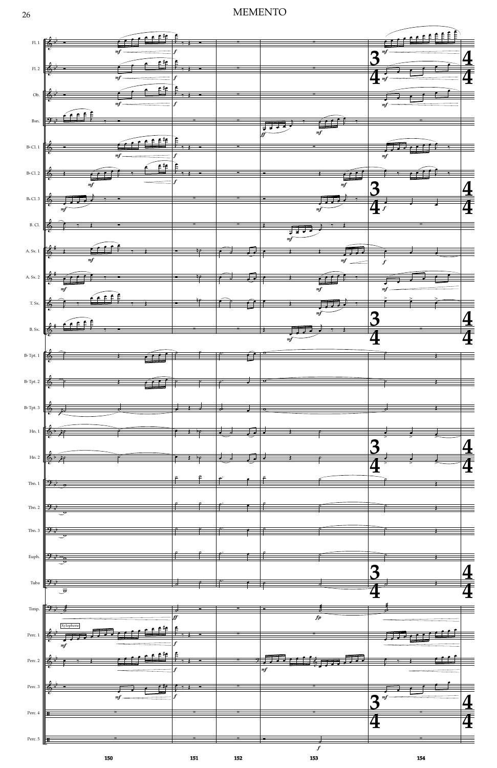# MEMENTO

Fl. 1

Fl. 2

Ob.

Bsn.

B♭ Cl. 1

B♭ Cl. 2

B♭ Cl. 3

B. Cl.

A. Sx. 1

A. Sx. 2

T. Sx.

B. Sx.

B♭ Tpt. 1

B♭ Tpt. 2

B♭ Tpt. 3

Hn. 1

Hn. 2

Tbn. 1

Tbn. 2

Tbn. 3

Euph.

Tuba

Timp.

Perc. 1 — Xylophone

Perc. 2

Perc. 3

Perc. 4

Perc. 5

150 151 152 153 154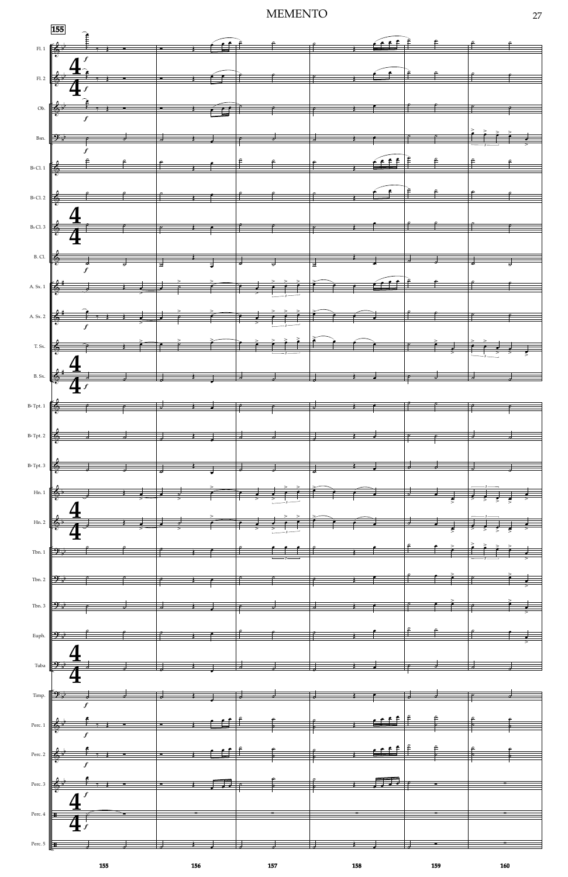# MEMENTO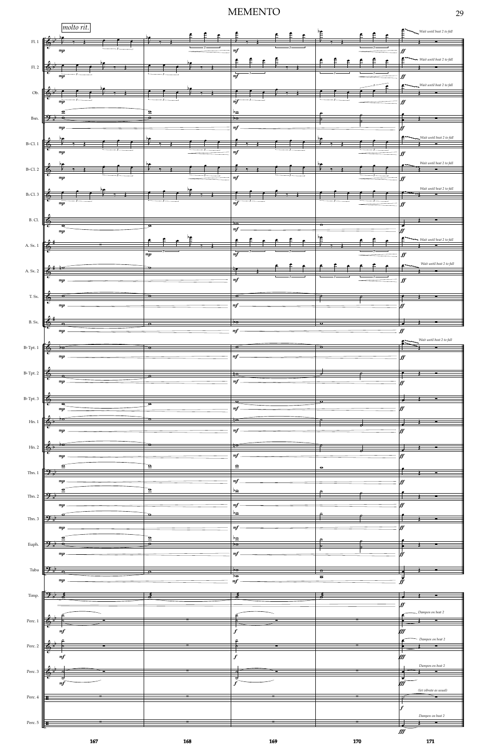# MEMENTO

*molto rit.*

Fl. 1

Fl. 2

Ob.

Bsn.

B♭ Cl. 1

B♭ Cl. 2

B♭ Cl. 3

B. Cl.

A. Sx. 1

A. Sx. 2

T. Sx.

B. Sx.

B♭ Tpt. 1

B♭ Tpt. 2

B♭ Tpt. 3

Hn. 1

Hn. 2

Tbn. 1

Tbn. 2

Tbn. 3

Euph.

Tuba

Timp.

Perc. 1

Perc. 2

Perc. 3

Perc. 4

Perc. 5

*Wait until beat 2 to fall*

*Dampen on beat 2*

*(let vibrate as usual)*

167 168 169 170 171